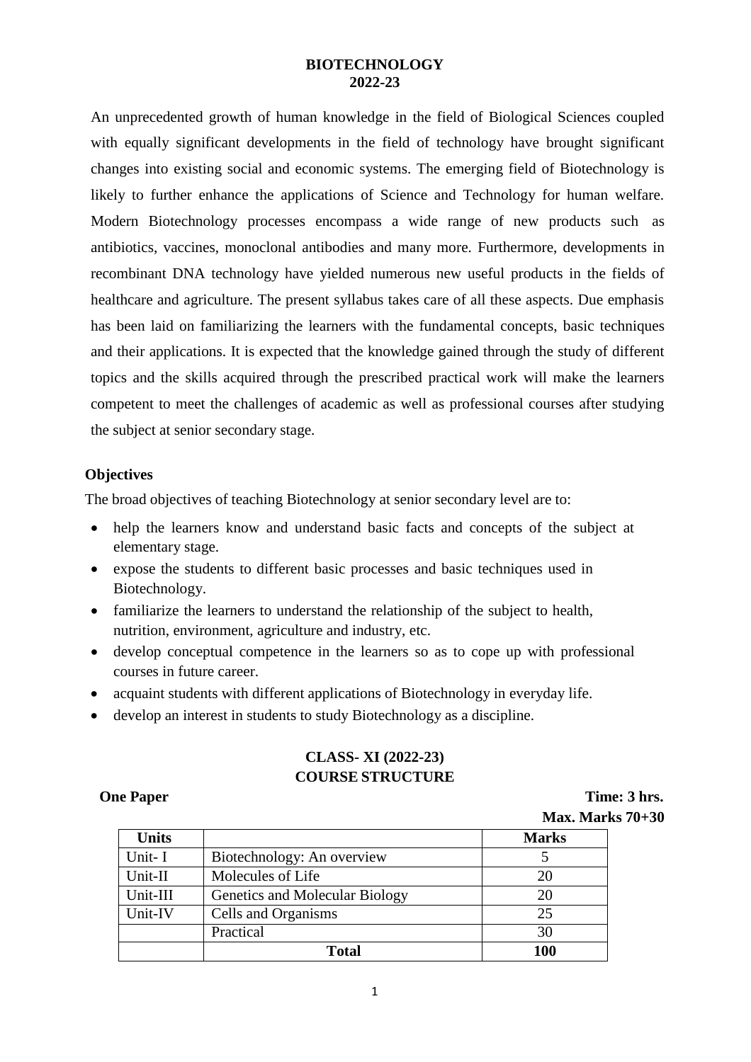# BIOTECHNOLOGY
## 2022-23

An unprecedented growth of human knowledge in the field of Biological Sciences coupled with equally significant developments in the field of technology have brought significant changes into existing social and economic systems. The emerging field of Biotechnology is likely to further enhance the applications of Science and Technology for human welfare. Modern Biotechnology processes encompass a wide range of new products such as antibiotics, vaccines, monoclonal antibodies and many more. Furthermore, developments in recombinant DNA technology have yielded numerous new useful products in the fields of healthcare and agriculture. The present syllabus takes care of all these aspects. Due emphasis has been laid on familiarizing the learners with the fundamental concepts, basic techniques and their applications. It is expected that the knowledge gained through the study of different topics and the skills acquired through the prescribed practical work will make the learners competent to meet the challenges of academic as well as professional courses after studying the subject at senior secondary stage.

### Objectives

The broad objectives of teaching Biotechnology at senior secondary level are to:

- help the learners know and understand basic facts and concepts of the subject at elementary stage.
- expose the students to different basic processes and basic techniques used in Biotechnology.
- familiarize the learners to understand the relationship of the subject to health, nutrition, environment, agriculture and industry, etc.
- develop conceptual competence in the learners so as to cope up with professional courses in future career.
- acquaint students with different applications of Biotechnology in everyday life.
- develop an interest in students to study Biotechnology as a discipline.

## CLASS- XI (2022-23)
## COURSE STRUCTURE

**One Paper** **Time: 3 hrs.**

**Max. Marks 70+30**

| Units | | Marks |
|---|---|---|
| Unit- I | Biotechnology: An overview | 5 |
| Unit-II | Molecules of Life | 20 |
| Unit-III | Genetics and Molecular Biology | 20 |
| Unit-IV | Cells and Organisms | 25 |
| | Practical | 30 |
| | **Total** | **100** |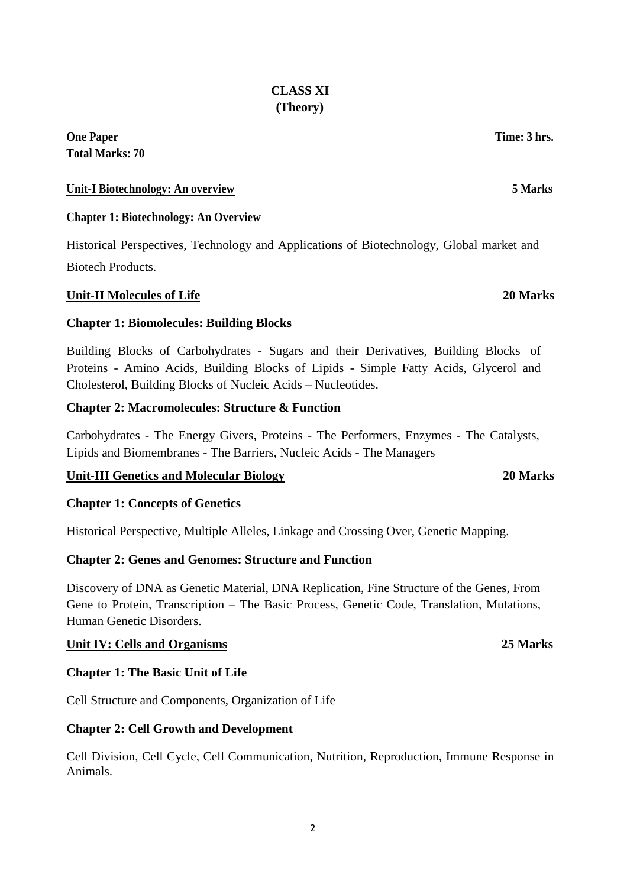# CLASS XI
## (Theory)

**One Paper** **Time: 3 hrs.**
**Total Marks: 70**

**Unit-I Biotechnology: An overview** **5 Marks**

**Chapter 1: Biotechnology: An Overview**

Historical Perspectives, Technology and Applications of Biotechnology, Global market and Biotech Products.

**Unit-II Molecules of Life** **20 Marks**

**Chapter 1: Biomolecules: Building Blocks**

Building Blocks of Carbohydrates - Sugars and their Derivatives, Building Blocks of Proteins - Amino Acids, Building Blocks of Lipids - Simple Fatty Acids, Glycerol and Cholesterol, Building Blocks of Nucleic Acids – Nucleotides.

**Chapter 2: Macromolecules: Structure & Function**

Carbohydrates - The Energy Givers, Proteins - The Performers, Enzymes - The Catalysts, Lipids and Biomembranes - The Barriers, Nucleic Acids - The Managers

**Unit-III Genetics and Molecular Biology** **20 Marks**

**Chapter 1: Concepts of Genetics**

Historical Perspective, Multiple Alleles, Linkage and Crossing Over, Genetic Mapping.

**Chapter 2: Genes and Genomes: Structure and Function**

Discovery of DNA as Genetic Material, DNA Replication, Fine Structure of the Genes, From Gene to Protein, Transcription – The Basic Process, Genetic Code, Translation, Mutations, Human Genetic Disorders.

**Unit IV: Cells and Organisms** **25 Marks**

**Chapter 1: The Basic Unit of Life**

Cell Structure and Components, Organization of Life

**Chapter 2: Cell Growth and Development**

Cell Division, Cell Cycle, Cell Communication, Nutrition, Reproduction, Immune Response in Animals.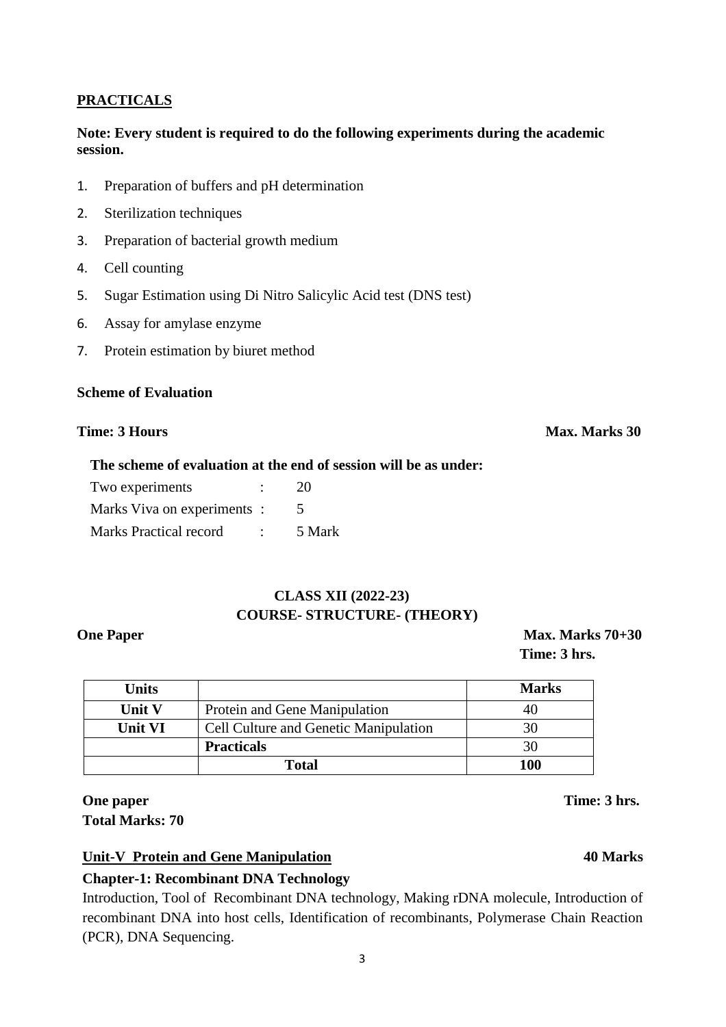## PRACTICALS

**Note: Every student is required to do the following experiments during the academic session.**

1. Preparation of buffers and pH determination
2. Sterilization techniques
3. Preparation of bacterial growth medium
4. Cell counting
5. Sugar Estimation using Di Nitro Salicylic Acid test (DNS test)
6. Assay for amylase enzyme
7. Protein estimation by biuret method

**Scheme of Evaluation**

**Time: 3 Hours** **Max. Marks 30**

**The scheme of evaluation at the end of session will be as under:**

Two experiments : 20

Marks Viva on experiments : 5

Marks Practical record : 5 Mark

## CLASS XII (2022-23)
## COURSE- STRUCTURE- (THEORY)

**One Paper** **Max. Marks 70+30**

**Time: 3 hrs.**

| Units | | Marks |
|---|---|---|
| **Unit V** | Protein and Gene Manipulation | 40 |
| **Unit VI** | Cell Culture and Genetic Manipulation | 30 |
| | **Practicals** | 30 |
| | **Total** | **100** |

**One paper** **Time: 3 hrs.**

**Total Marks: 70**

**Unit-V Protein and Gene Manipulation** **40 Marks**

**Chapter-1: Recombinant DNA Technology**

Introduction, Tool of Recombinant DNA technology, Making rDNA molecule, Introduction of recombinant DNA into host cells, Identification of recombinants, Polymerase Chain Reaction (PCR), DNA Sequencing.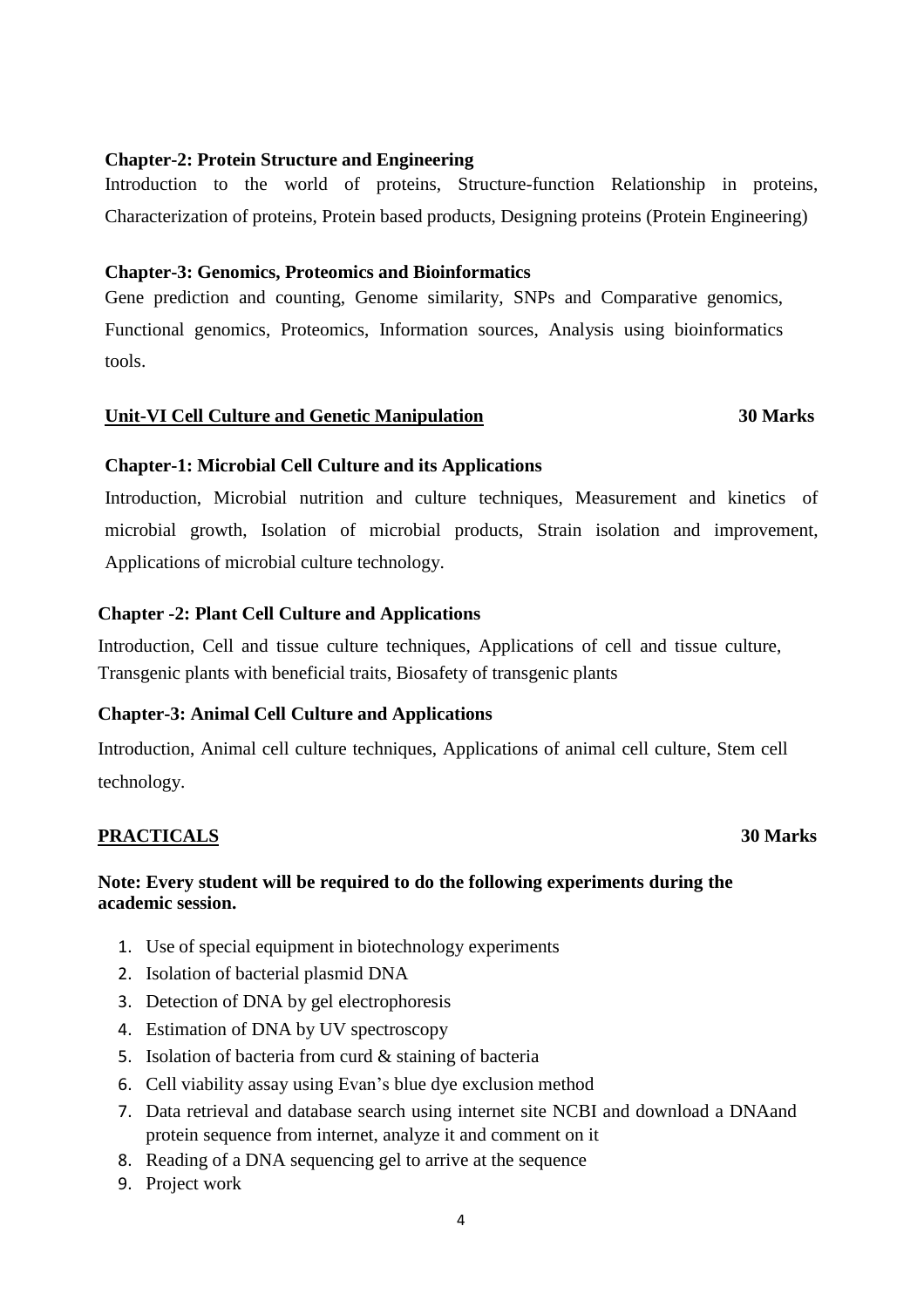**Chapter-2: Protein Structure and Engineering**

Introduction to the world of proteins, Structure-function Relationship in proteins, Characterization of proteins, Protein based products, Designing proteins (Protein Engineering)

**Chapter-3: Genomics, Proteomics and Bioinformatics**

Gene prediction and counting, Genome similarity, SNPs and Comparative genomics, Functional genomics, Proteomics, Information sources, Analysis using bioinformatics tools.

**Unit-VI Cell Culture and Genetic Manipulation** **30 Marks**

**Chapter-1: Microbial Cell Culture and its Applications**

Introduction, Microbial nutrition and culture techniques, Measurement and kinetics of microbial growth, Isolation of microbial products, Strain isolation and improvement, Applications of microbial culture technology.

**Chapter -2: Plant Cell Culture and Applications**

Introduction, Cell and tissue culture techniques, Applications of cell and tissue culture, Transgenic plants with beneficial traits, Biosafety of transgenic plants

**Chapter-3: Animal Cell Culture and Applications**

Introduction, Animal cell culture techniques, Applications of animal cell culture, Stem cell technology.

**PRACTICALS** **30 Marks**

**Note: Every student will be required to do the following experiments during the academic session.**

1. Use of special equipment in biotechnology experiments
2. Isolation of bacterial plasmid DNA
3. Detection of DNA by gel electrophoresis
4. Estimation of DNA by UV spectroscopy
5. Isolation of bacteria from curd & staining of bacteria
6. Cell viability assay using Evan's blue dye exclusion method
7. Data retrieval and database search using internet site NCBI and download a DNAand protein sequence from internet, analyze it and comment on it
8. Reading of a DNA sequencing gel to arrive at the sequence
9. Project work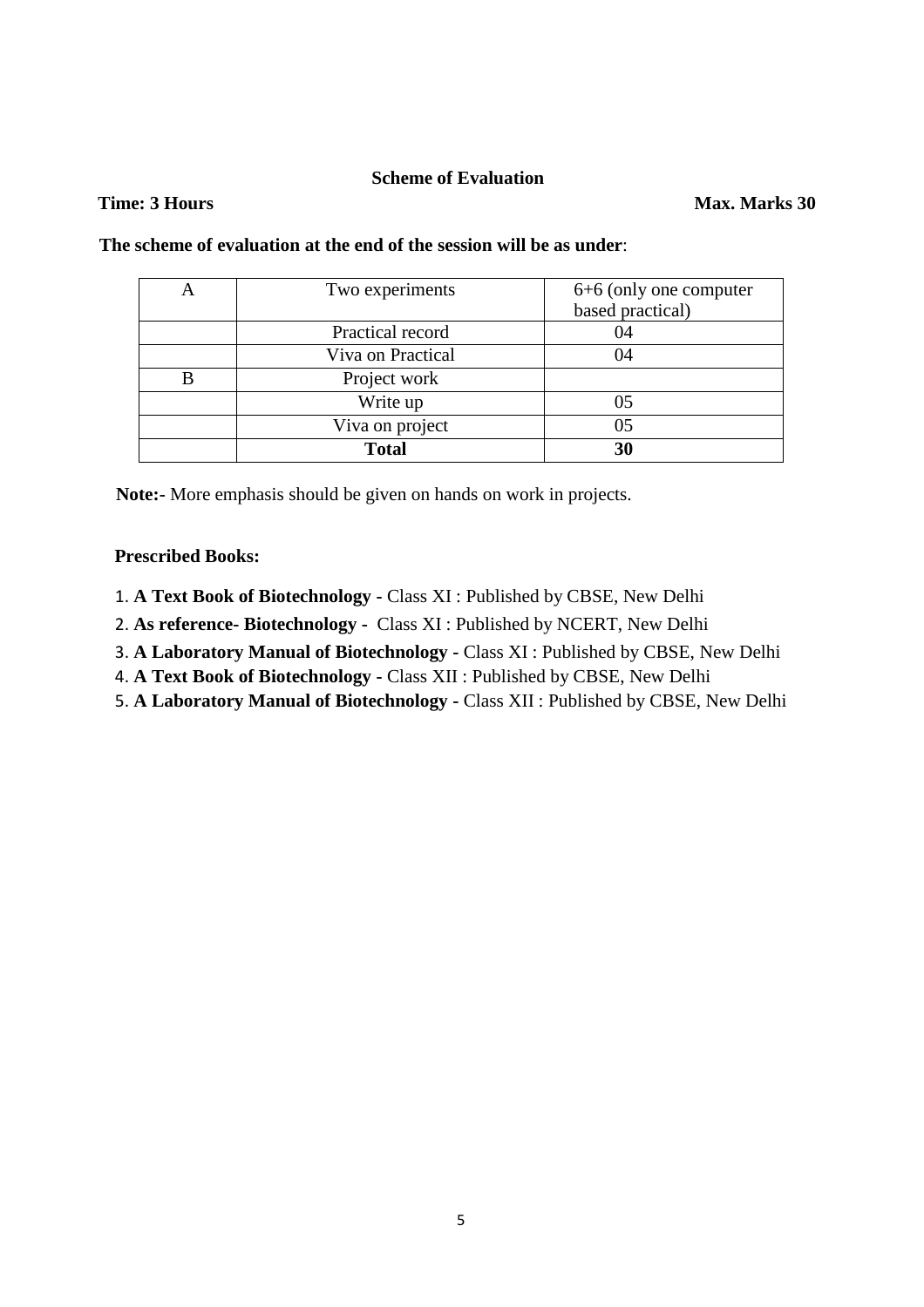**Scheme of Evaluation**

**Time: 3 Hours** **Max. Marks 30**

**The scheme of evaluation at the end of the session will be as under**:

| A | Two experiments | 6+6 (only one computer based practical) |
|---|---|---|
| | Practical record | 04 |
| | Viva on Practical | 04 |
| B | Project work | |
| | Write up | 05 |
| | Viva on project | 05 |
| | **Total** | **30** |

**Note:-** More emphasis should be given on hands on work in projects.

**Prescribed Books:**

1. **A Text Book of Biotechnology -** Class XI : Published by CBSE, New Delhi
2. **As reference- Biotechnology -** Class XI : Published by NCERT, New Delhi
3. **A Laboratory Manual of Biotechnology -** Class XI : Published by CBSE, New Delhi
4. **A Text Book of Biotechnology -** Class XII : Published by CBSE, New Delhi
5. **A Laboratory Manual of Biotechnology -** Class XII : Published by CBSE, New Delhi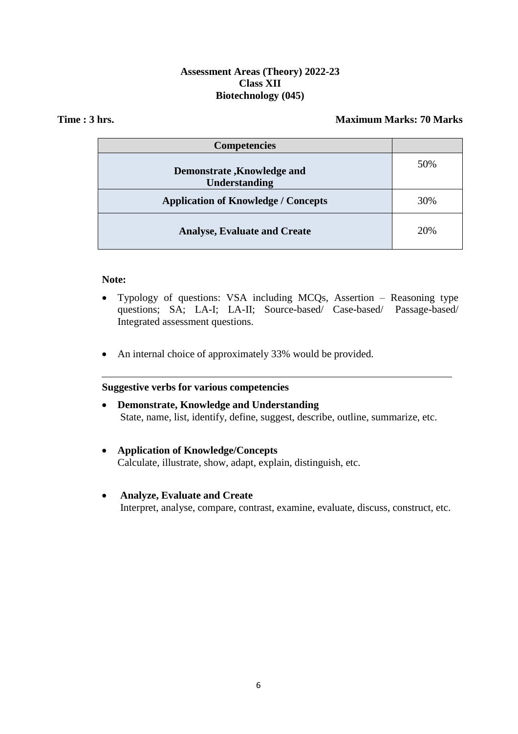**Assessment Areas (Theory) 2022-23**
**Class XII**
**Biotechnology (045)**

**Time : 3 hrs.** **Maximum Marks: 70 Marks**

| Competencies | |
|---|---|
| Demonstrate ,Knowledge and Understanding | 50% |
| Application of Knowledge / Concepts | 30% |
| Analyse, Evaluate and Create | 20% |

**Note:**

- Typology of questions: VSA including MCQs, Assertion – Reasoning type questions; SA; LA-I; LA-II; Source-based/ Case-based/ Passage-based/ Integrated assessment questions.
- An internal choice of approximately 33% would be provided.

---

**Suggestive verbs for various competencies**

- **Demonstrate, Knowledge and Understanding**
  State, name, list, identify, define, suggest, describe, outline, summarize, etc.
- **Application of Knowledge/Concepts**
  Calculate, illustrate, show, adapt, explain, distinguish, etc.
- **Analyze, Evaluate and Create**
  Interpret, analyse, compare, contrast, examine, evaluate, discuss, construct, etc.